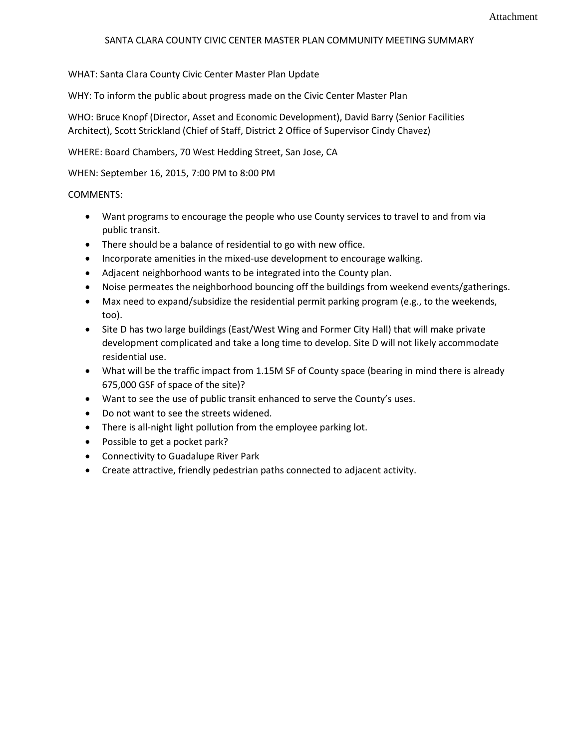Attachment

# SANTA CLARA COUNTY CIVIC CENTER MASTER PLAN COMMUNITY MEETING SUMMARY

WHAT: Santa Clara County Civic Center Master Plan Update

WHY: To inform the public about progress made on the Civic Center Master Plan

WHO: Bruce Knopf (Director, Asset and Economic Development), David Barry (Senior Facilities Architect), Scott Strickland (Chief of Staff, District 2 Office of Supervisor Cindy Chavez)

WHERE: Board Chambers, 70 West Hedding Street, San Jose, CA

WHEN: September 16, 2015, 7:00 PM to 8:00 PM

COMMENTS:

- Want programs to encourage the people who use County services to travel to and from via public transit.
- There should be a balance of residential to go with new office.
- Incorporate amenities in the mixed-use development to encourage walking.
- Adjacent neighborhood wants to be integrated into the County plan.
- Noise permeates the neighborhood bouncing off the buildings from weekend events/gatherings.
- Max need to expand/subsidize the residential permit parking program (e.g., to the weekends, too).
- Site D has two large buildings (East/West Wing and Former City Hall) that will make private development complicated and take a long time to develop. Site D will not likely accommodate residential use.
- What will be the traffic impact from 1.15M SF of County space (bearing in mind there is already 675,000 GSF of space of the site)?
- Want to see the use of public transit enhanced to serve the County's uses.
- Do not want to see the streets widened.
- There is all-night light pollution from the employee parking lot.
- Possible to get a pocket park?
- Connectivity to Guadalupe River Park
- Create attractive, friendly pedestrian paths connected to adjacent activity.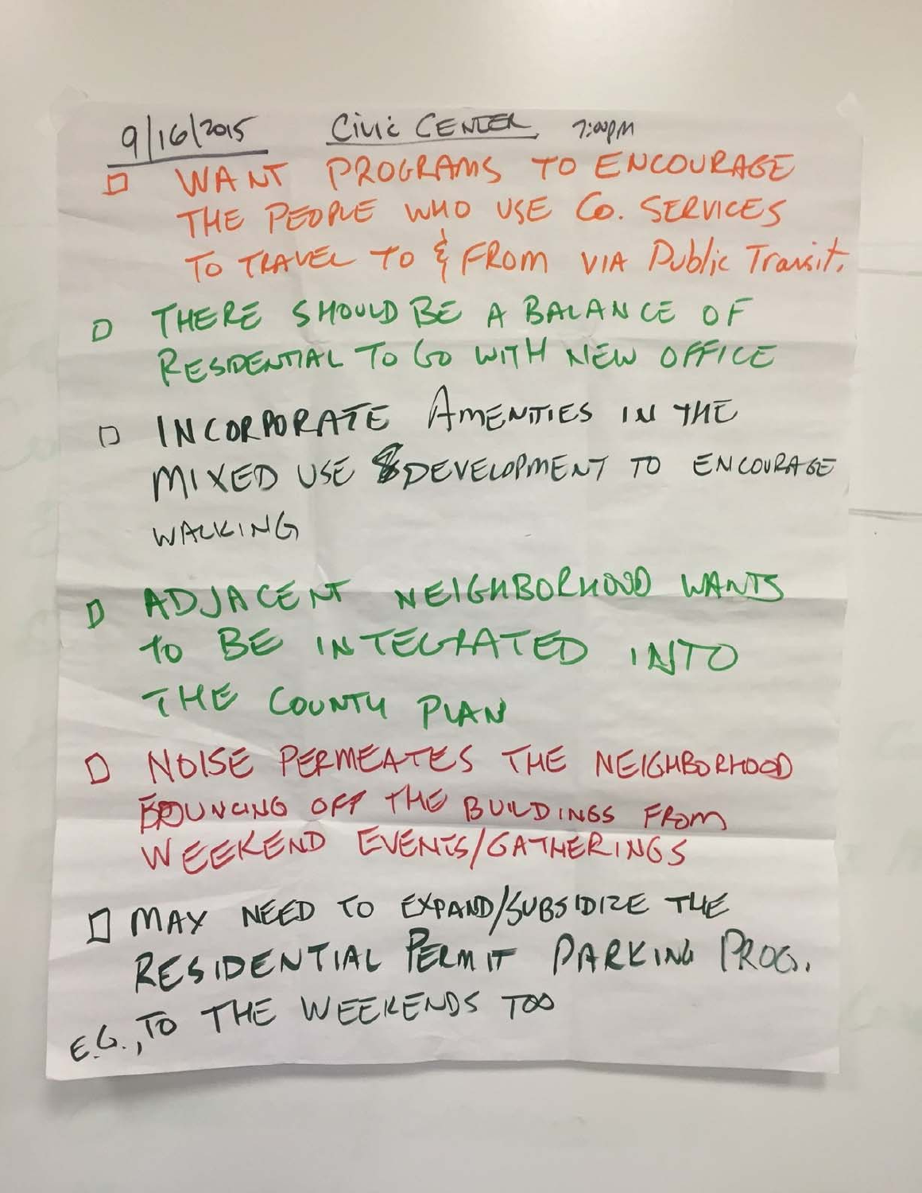9/16/2015 — CIVIC CENTER — 7:00pm

- ☐ WANT PROGRAMS TO ENCOURAGE THE PEOPLE WHO USE Co. SERVICES TO TRAVEL TO & FROM VIA Public Transit.
- ☐ THERE SHOULD BE A BALANCE OF RESIDENTIAL TO GO WITH NEW OFFICE
- ☐ INCORPORATE AMENITIES IN THE MIXED USE DEVELOPMENT TO ENCOURAGE WALKING
- ☐ ADJACENT NEIGHBORHOOD WANTS TO BE INTEGRATED INTO THE COUNTY PLAN
- ☐ NOISE PERMEATES THE NEIGHBORHOOD BOUNCING OFF THE BUILDINGS FROM WEEKEND EVENTS/GATHERINGS
- ☐ MAY NEED TO EXPAND/SUBSIDIZE THE RESIDENTIAL PERMIT PARKING PROG. E.G., TO THE WEEKENDS TOO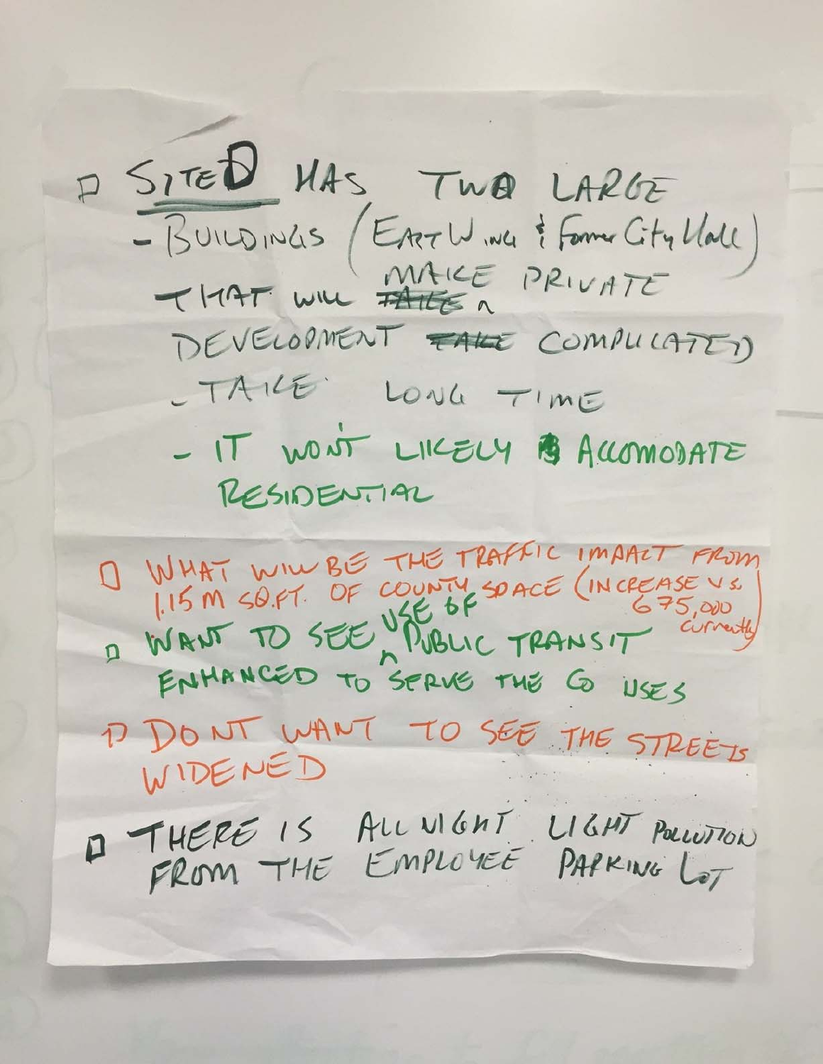- **SITE D** HAS TWO LARGE
  - BUILDINGS (East Wing & Former City Hall) THAT WILL ~~TAKE~~ MAKE PRIVATE DEVELOPMENT ~~TAKE~~ COMPLICATED
  - TAKE LONG TIME
  - IT WON'T LIKELY ACCOMODATE RESIDENTIAL

- WHAT WILL BE THE TRAFFIC IMPACT FROM 1.15 M SQ.FT. OF COUNTY SPACE (INCREASE vs. 675,000 currently)
- WANT TO SEE USE OF PUBLIC TRANSIT ENHANCED TO SERVE THE GO USES
- DONT WANT TO SEE THE STREETS WIDENED
- THERE IS ALL NIGHT LIGHT POLLUTION FROM THE EMPLOYEE PARKING LOT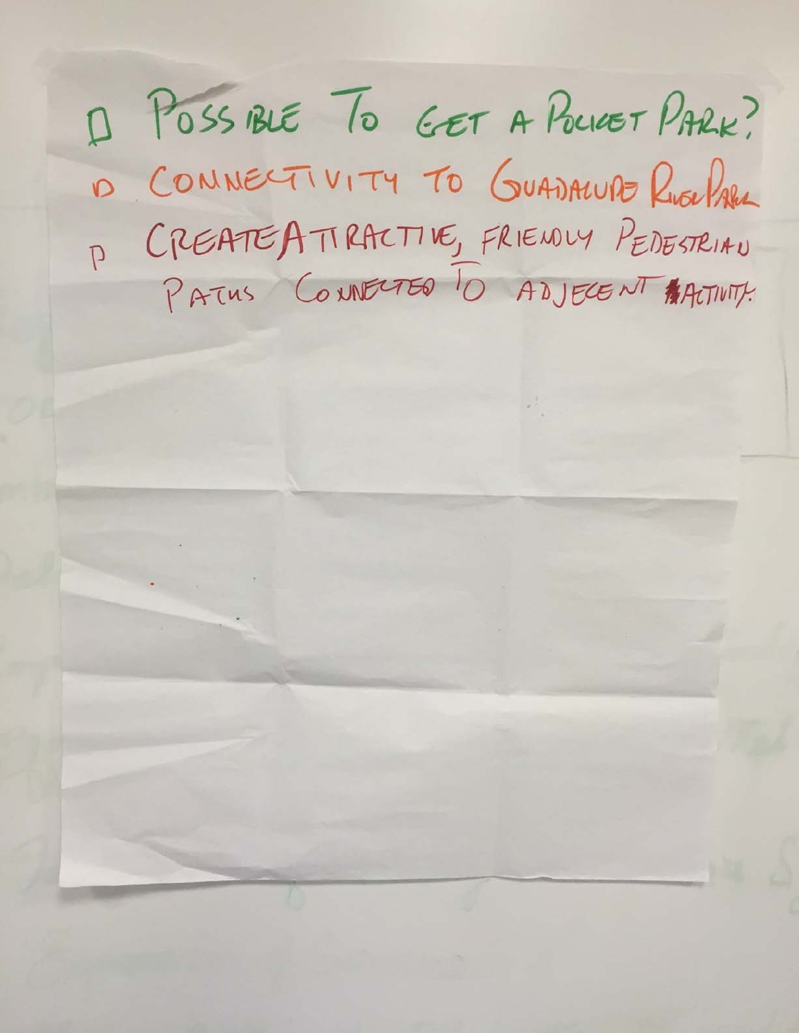- POSSIBLE TO GET A POCKET PARK?
- CONNECTIVITY TO GUADALUPE RIVER PARK
- CREATE ATTRACTIVE, FRIENDLY PEDESTRIAN PATHS CONNECTED TO ADJECENT ACTIVITY.